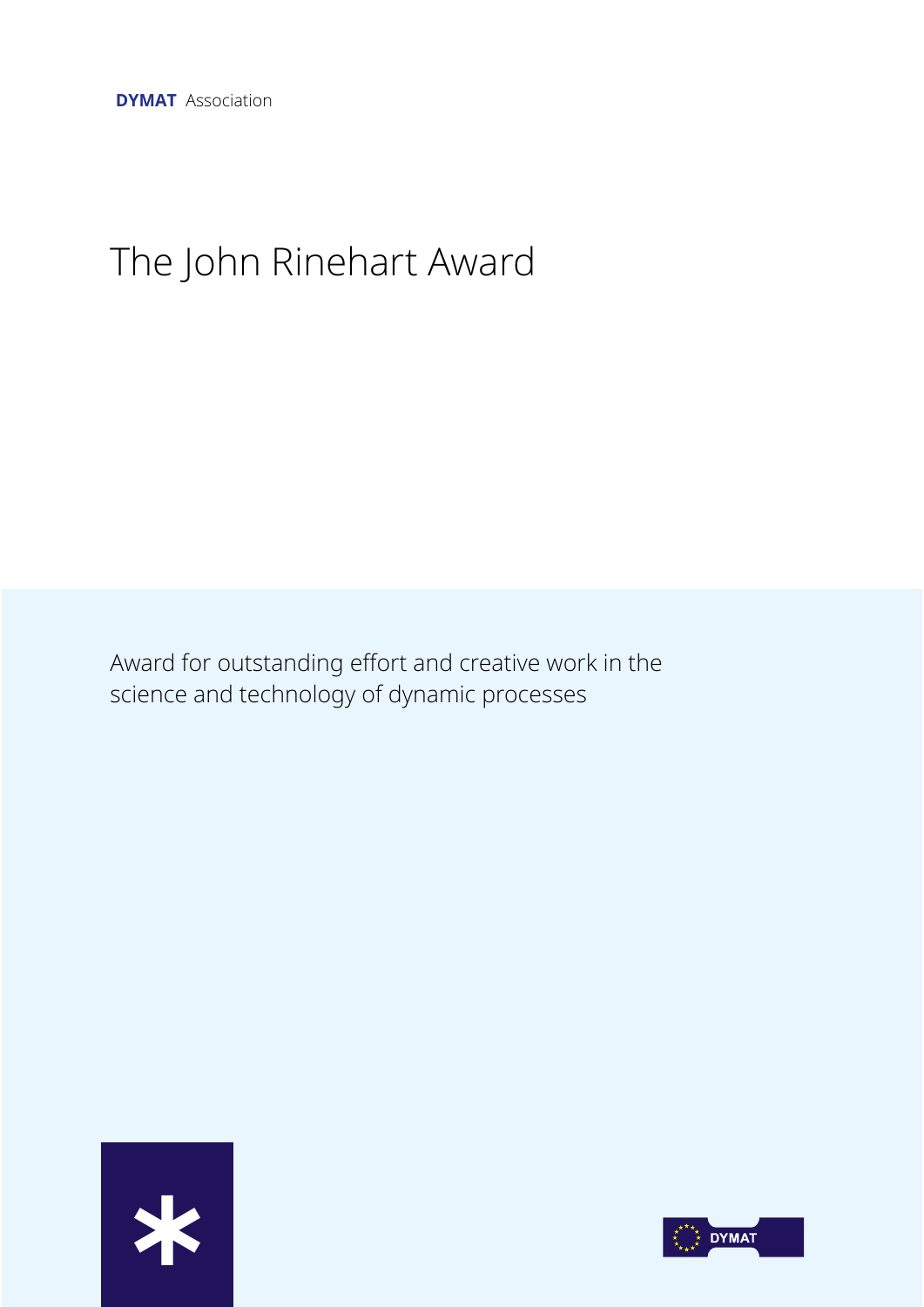**DYMAT** Association

# The John Rinehart Award

Award for outstanding effort and creative work in the science and technology of dynamic processes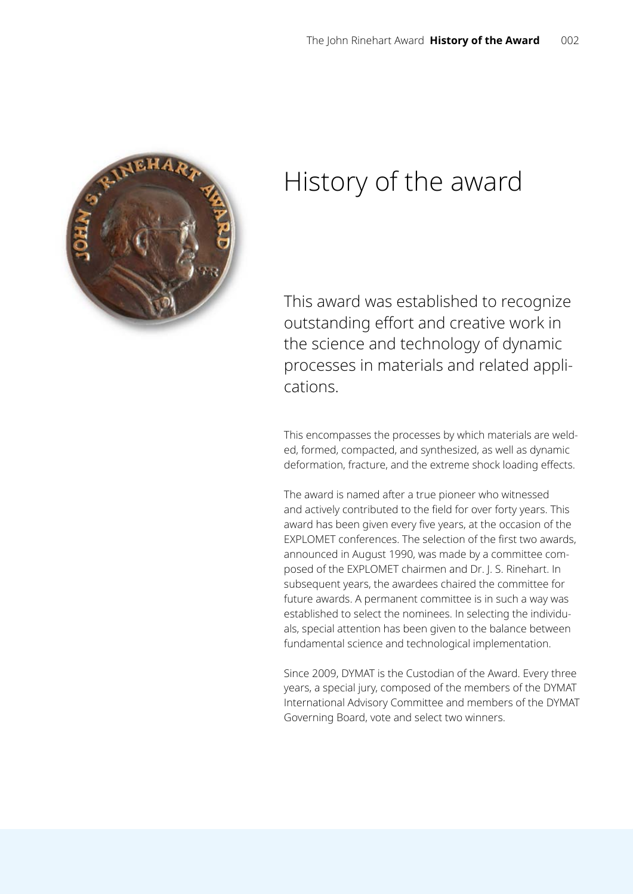# History of the award

This award was established to recognize outstanding effort and creative work in the science and technology of dynamic processes in materials and related applications.

This encompasses the processes by which materials are welded, formed, compacted, and synthesized, as well as dynamic deformation, fracture, and the extreme shock loading effects.

The award is named after a true pioneer who witnessed and actively contributed to the field for over forty years. This award has been given every five years, at the occasion of the EXPLOMET conferences. The selection of the first two awards, announced in August 1990, was made by a committee composed of the EXPLOMET chairmen and Dr. J. S. Rinehart. In subsequent years, the awardees chaired the committee for future awards. A permanent committee is in such a way was established to select the nominees. In selecting the individuals, special attention has been given to the balance between fundamental science and technological implementation.

Since 2009, DYMAT is the Custodian of the Award. Every three years, a special jury, composed of the members of the DYMAT International Advisory Committee and members of the DYMAT Governing Board, vote and select two winners.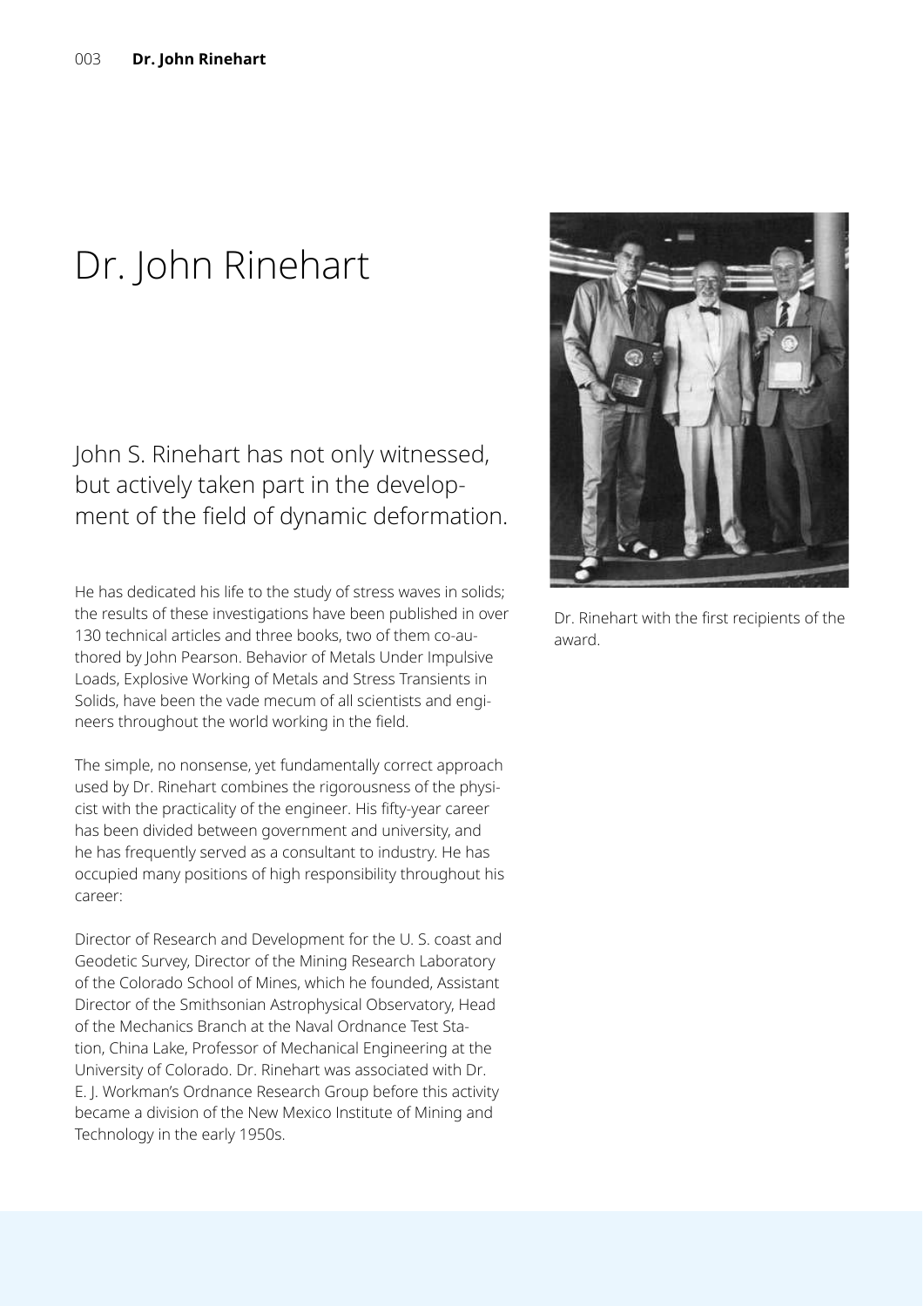# Dr. John Rinehart

John S. Rinehart has not only witnessed, but actively taken part in the development of the field of dynamic deformation.

He has dedicated his life to the study of stress waves in solids; the results of these investigations have been published in over 130 technical articles and three books, two of them co-authored by John Pearson. Behavior of Metals Under Impulsive Loads, Explosive Working of Metals and Stress Transients in Solids, have been the vade mecum of all scientists and engineers throughout the world working in the field.

The simple, no nonsense, yet fundamentally correct approach used by Dr. Rinehart combines the rigorousness of the physicist with the practicality of the engineer. His fifty-year career has been divided between government and university, and he has frequently served as a consultant to industry. He has occupied many positions of high responsibility throughout his career:

Director of Research and Development for the U. S. coast and Geodetic Survey, Director of the Mining Research Laboratory of the Colorado School of Mines, which he founded, Assistant Director of the Smithsonian Astrophysical Observatory, Head of the Mechanics Branch at the Naval Ordnance Test Station, China Lake, Professor of Mechanical Engineering at the University of Colorado. Dr. Rinehart was associated with Dr. E. J. Workman's Ordnance Research Group before this activity became a division of the New Mexico Institute of Mining and Technology in the early 1950s.

Dr. Rinehart with the first recipients of the award.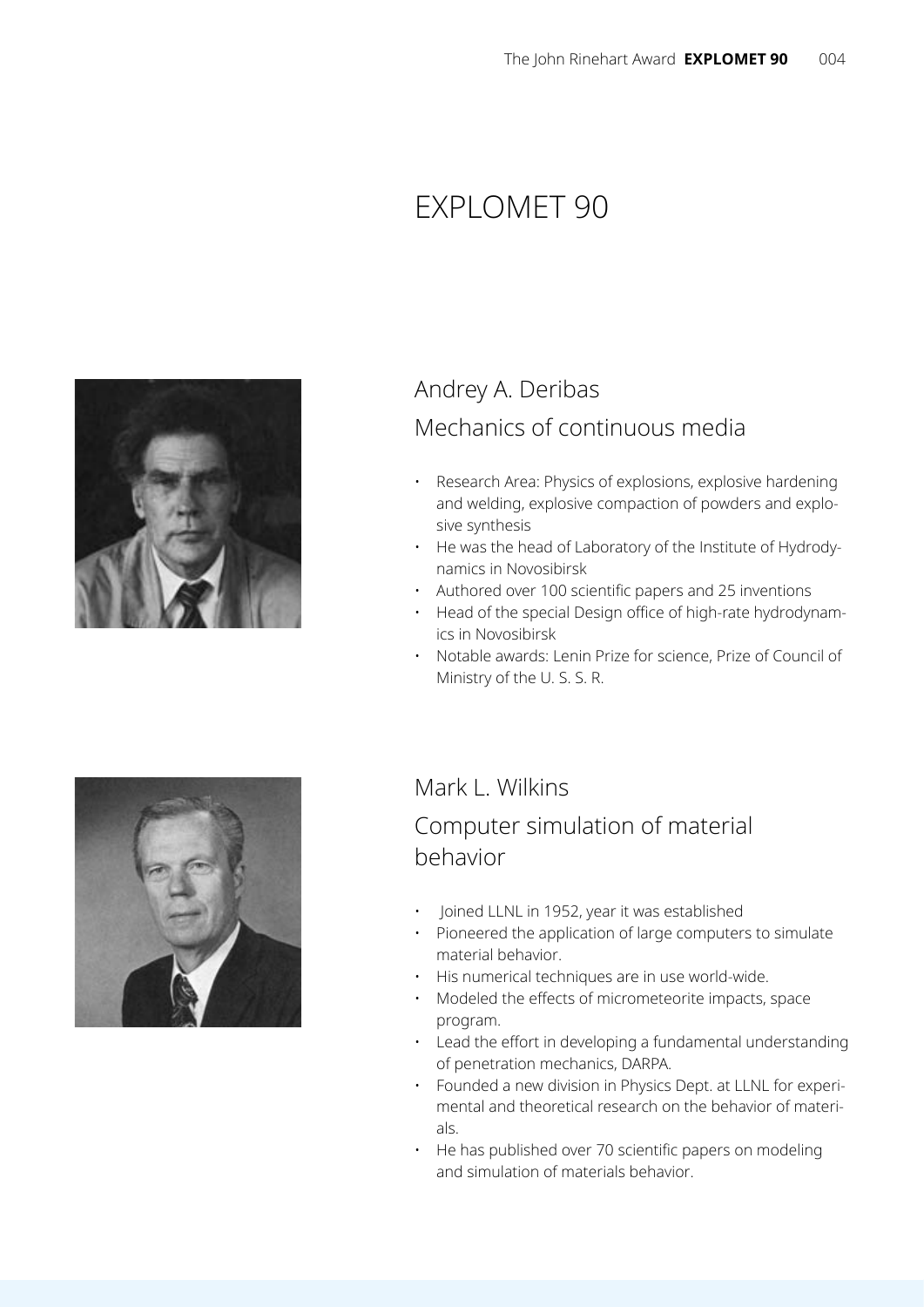# EXPLOMET 90

## Andrey A. Deribas

### Mechanics of continuous media

- Research Area: Physics of explosions, explosive hardening and welding, explosive compaction of powders and explosive synthesis
- He was the head of Laboratory of the Institute of Hydrodynamics in Novosibirsk
- Authored over 100 scientific papers and 25 inventions
- Head of the special Design office of high-rate hydrodynamics in Novosibirsk
- Notable awards: Lenin Prize for science, Prize of Council of Ministry of the U. S. S. R.

## Mark L. Wilkins

### Computer simulation of material behavior

- Joined LLNL in 1952, year it was established
- Pioneered the application of large computers to simulate material behavior.
- His numerical techniques are in use world-wide.
- Modeled the effects of micrometeorite impacts, space program.
- Lead the effort in developing a fundamental understanding of penetration mechanics, DARPA.
- Founded a new division in Physics Dept. at LLNL for experimental and theoretical research on the behavior of materials.
- He has published over 70 scientific papers on modeling and simulation of materials behavior.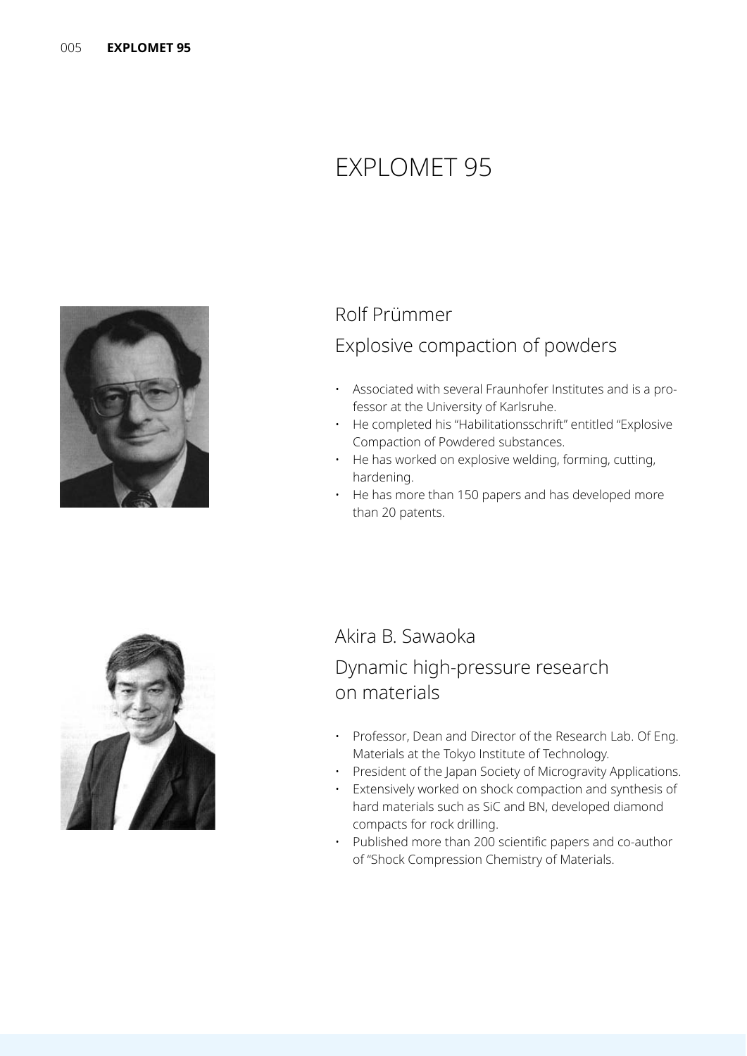# EXPLOMET 95

## Rolf Prümmer

### Explosive compaction of powders

- Associated with several Fraunhofer Institutes and is a professor at the University of Karlsruhe.
- He completed his "Habilitationsschrift" entitled "Explosive Compaction of Powdered substances.
- He has worked on explosive welding, forming, cutting, hardening.
- He has more than 150 papers and has developed more than 20 patents.

## Akira B. Sawaoka

### Dynamic high-pressure research on materials

- Professor, Dean and Director of the Research Lab. Of Eng. Materials at the Tokyo Institute of Technology.
- President of the Japan Society of Microgravity Applications.
- Extensively worked on shock compaction and synthesis of hard materials such as SiC and BN, developed diamond compacts for rock drilling.
- Published more than 200 scientific papers and co-author of "Shock Compression Chemistry of Materials.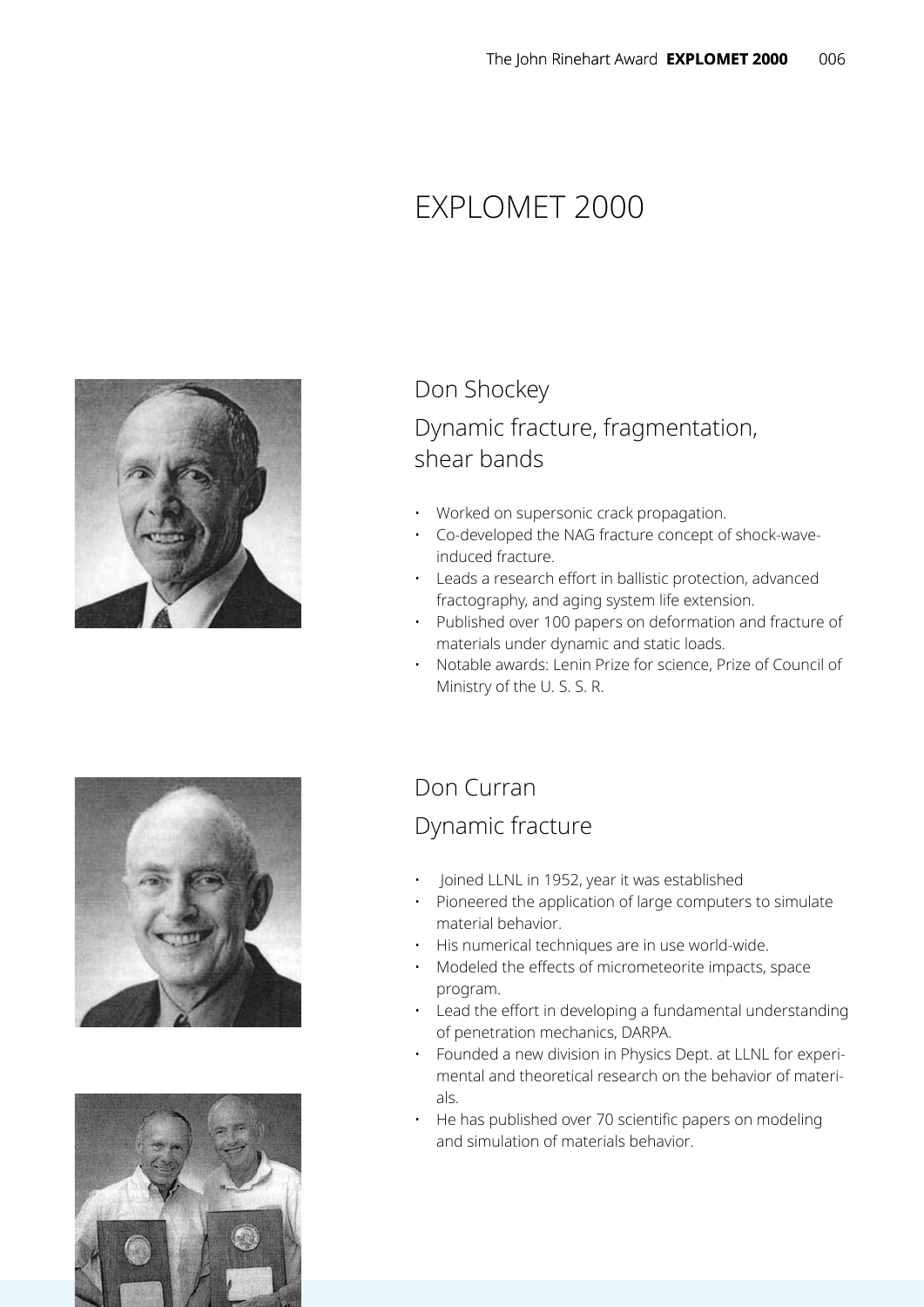# EXPLOMET 2000

## Don Shockey

### Dynamic fracture, fragmentation, shear bands

- Worked on supersonic crack propagation.
- Co-developed the NAG fracture concept of shock-wave-induced fracture.
- Leads a research effort in ballistic protection, advanced fractography, and aging system life extension.
- Published over 100 papers on deformation and fracture of materials under dynamic and static loads.
- Notable awards: Lenin Prize for science, Prize of Council of Ministry of the U. S. S. R.

## Don Curran

### Dynamic fracture

- Joined LLNL in 1952, year it was established
- Pioneered the application of large computers to simulate material behavior.
- His numerical techniques are in use world-wide.
- Modeled the effects of micrometeorite impacts, space program.
- Lead the effort in developing a fundamental understanding of penetration mechanics, DARPA.
- Founded a new division in Physics Dept. at LLNL for experimental and theoretical research on the behavior of materials.
- He has published over 70 scientific papers on modeling and simulation of materials behavior.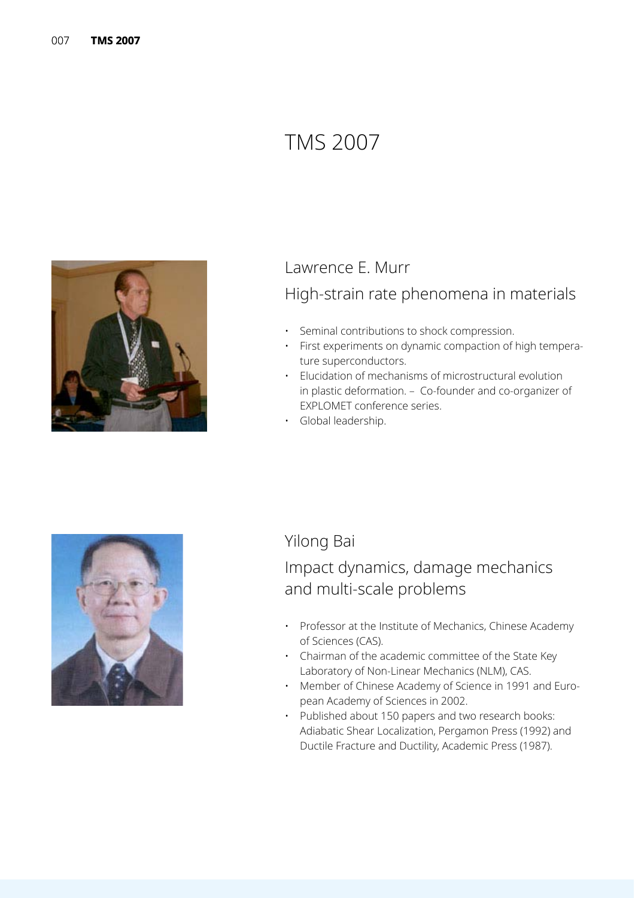# TMS 2007

## Lawrence E. Murr

### High-strain rate phenomena in materials

- Seminal contributions to shock compression.
- First experiments on dynamic compaction of high temperature superconductors.
- Elucidation of mechanisms of microstructural evolution in plastic deformation. – Co-founder and co-organizer of EXPLOMET conference series.
- Global leadership.

## Yilong Bai

### Impact dynamics, damage mechanics and multi-scale problems

- Professor at the Institute of Mechanics, Chinese Academy of Sciences (CAS).
- Chairman of the academic committee of the State Key Laboratory of Non-Linear Mechanics (NLM), CAS.
- Member of Chinese Academy of Science in 1991 and European Academy of Sciences in 2002.
- Published about 150 papers and two research books: Adiabatic Shear Localization, Pergamon Press (1992) and Ductile Fracture and Ductility, Academic Press (1987).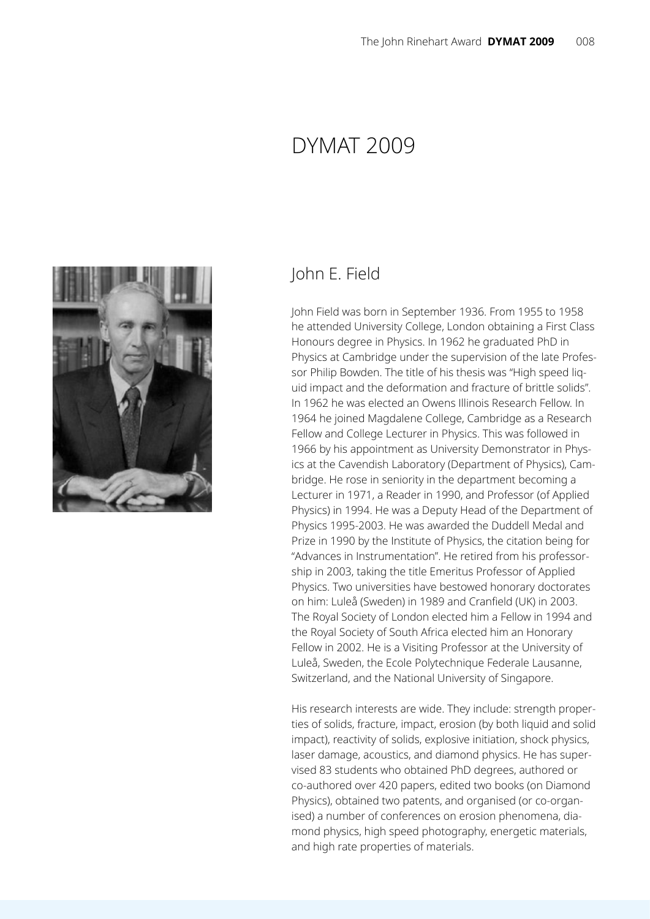# DYMAT 2009

## John E. Field

John Field was born in September 1936. From 1955 to 1958 he attended University College, London obtaining a First Class Honours degree in Physics. In 1962 he graduated PhD in Physics at Cambridge under the supervision of the late Professor Philip Bowden. The title of his thesis was "High speed liquid impact and the deformation and fracture of brittle solids". In 1962 he was elected an Owens Illinois Research Fellow. In 1964 he joined Magdalene College, Cambridge as a Research Fellow and College Lecturer in Physics. This was followed in 1966 by his appointment as University Demonstrator in Physics at the Cavendish Laboratory (Department of Physics), Cambridge. He rose in seniority in the department becoming a Lecturer in 1971, a Reader in 1990, and Professor (of Applied Physics) in 1994. He was a Deputy Head of the Department of Physics 1995-2003. He was awarded the Duddell Medal and Prize in 1990 by the Institute of Physics, the citation being for "Advances in Instrumentation". He retired from his professorship in 2003, taking the title Emeritus Professor of Applied Physics. Two universities have bestowed honorary doctorates on him: Luleå (Sweden) in 1989 and Cranfield (UK) in 2003. The Royal Society of London elected him a Fellow in 1994 and the Royal Society of South Africa elected him an Honorary Fellow in 2002. He is a Visiting Professor at the University of Luleå, Sweden, the Ecole Polytechnique Federale Lausanne, Switzerland, and the National University of Singapore.

His research interests are wide. They include: strength properties of solids, fracture, impact, erosion (by both liquid and solid impact), reactivity of solids, explosive initiation, shock physics, laser damage, acoustics, and diamond physics. He has supervised 83 students who obtained PhD degrees, authored or co-authored over 420 papers, edited two books (on Diamond Physics), obtained two patents, and organised (or co-organised) a number of conferences on erosion phenomena, diamond physics, high speed photography, energetic materials, and high rate properties of materials.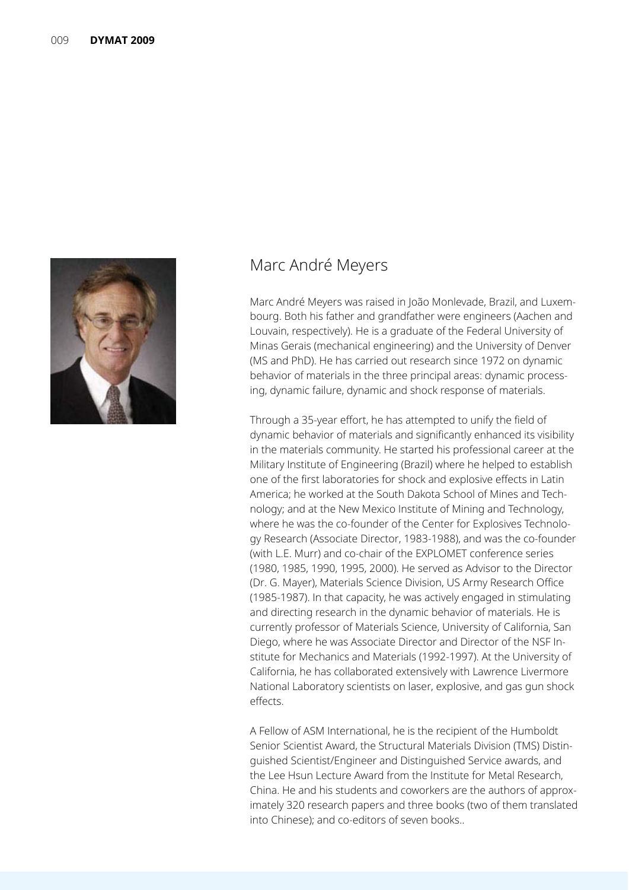## Marc André Meyers

Marc André Meyers was raised in João Monlevade, Brazil, and Luxembourg. Both his father and grandfather were engineers (Aachen and Louvain, respectively). He is a graduate of the Federal University of Minas Gerais (mechanical engineering) and the University of Denver (MS and PhD). He has carried out research since 1972 on dynamic behavior of materials in the three principal areas: dynamic processing, dynamic failure, dynamic and shock response of materials.

Through a 35-year effort, he has attempted to unify the field of dynamic behavior of materials and significantly enhanced its visibility in the materials community. He started his professional career at the Military Institute of Engineering (Brazil) where he helped to establish one of the first laboratories for shock and explosive effects in Latin America; he worked at the South Dakota School of Mines and Technology; and at the New Mexico Institute of Mining and Technology, where he was the co-founder of the Center for Explosives Technology Research (Associate Director, 1983-1988), and was the co-founder (with L.E. Murr) and co-chair of the EXPLOMET conference series (1980, 1985, 1990, 1995, 2000). He served as Advisor to the Director (Dr. G. Mayer), Materials Science Division, US Army Research Office (1985-1987). In that capacity, he was actively engaged in stimulating and directing research in the dynamic behavior of materials. He is currently professor of Materials Science, University of California, San Diego, where he was Associate Director and Director of the NSF Institute for Mechanics and Materials (1992-1997). At the University of California, he has collaborated extensively with Lawrence Livermore National Laboratory scientists on laser, explosive, and gas gun shock effects.

A Fellow of ASM International, he is the recipient of the Humboldt Senior Scientist Award, the Structural Materials Division (TMS) Distinguished Scientist/Engineer and Distinguished Service awards, and the Lee Hsun Lecture Award from the Institute for Metal Research, China. He and his students and coworkers are the authors of approximately 320 research papers and three books (two of them translated into Chinese); and co-editors of seven books..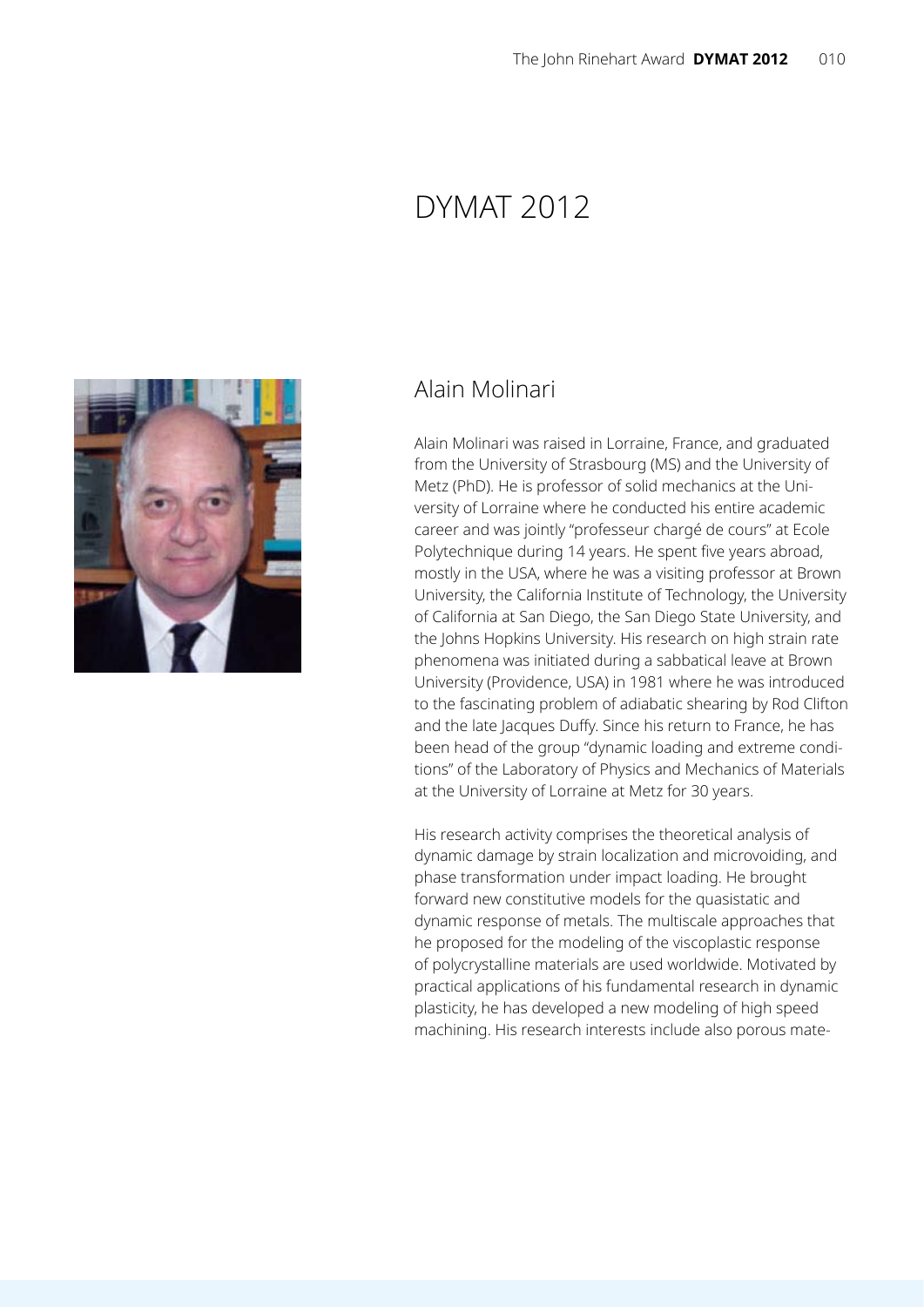# DYMAT 2012

## Alain Molinari

Alain Molinari was raised in Lorraine, France, and graduated from the University of Strasbourg (MS) and the University of Metz (PhD). He is professor of solid mechanics at the University of Lorraine where he conducted his entire academic career and was jointly "professeur chargé de cours" at Ecole Polytechnique during 14 years. He spent five years abroad, mostly in the USA, where he was a visiting professor at Brown University, the California Institute of Technology, the University of California at San Diego, the San Diego State University, and the Johns Hopkins University. His research on high strain rate phenomena was initiated during a sabbatical leave at Brown University (Providence, USA) in 1981 where he was introduced to the fascinating problem of adiabatic shearing by Rod Clifton and the late Jacques Duffy. Since his return to France, he has been head of the group "dynamic loading and extreme conditions" of the Laboratory of Physics and Mechanics of Materials at the University of Lorraine at Metz for 30 years.

His research activity comprises the theoretical analysis of dynamic damage by strain localization and microvoiding, and phase transformation under impact loading. He brought forward new constitutive models for the quasistatic and dynamic response of metals. The multiscale approaches that he proposed for the modeling of the viscoplastic response of polycrystalline materials are used worldwide. Motivated by practical applications of his fundamental research in dynamic plasticity, he has developed a new modeling of high speed machining. His research interests include also porous mate-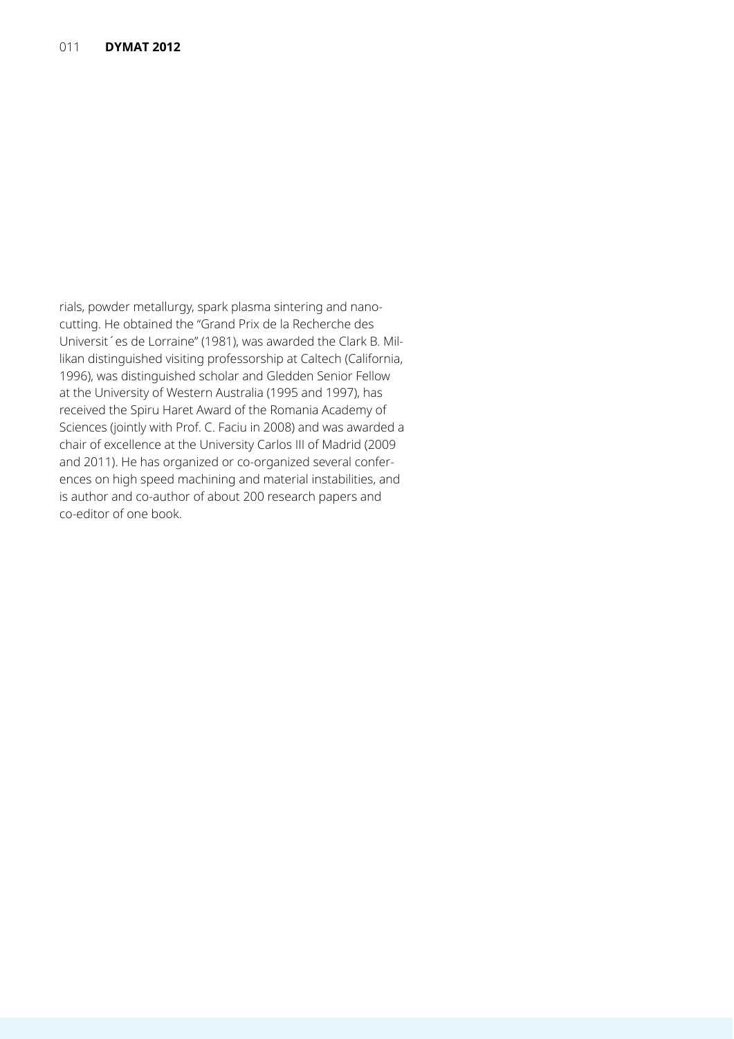rials, powder metallurgy, spark plasma sintering and nano-cutting. He obtained the "Grand Prix de la Recherche des Universit´es de Lorraine" (1981), was awarded the Clark B. Millikan distinguished visiting professorship at Caltech (California, 1996), was distinguished scholar and Gledden Senior Fellow at the University of Western Australia (1995 and 1997), has received the Spiru Haret Award of the Romania Academy of Sciences (jointly with Prof. C. Faciu in 2008) and was awarded a chair of excellence at the University Carlos III of Madrid (2009 and 2011). He has organized or co-organized several conferences on high speed machining and material instabilities, and is author and co-author of about 200 research papers and co-editor of one book.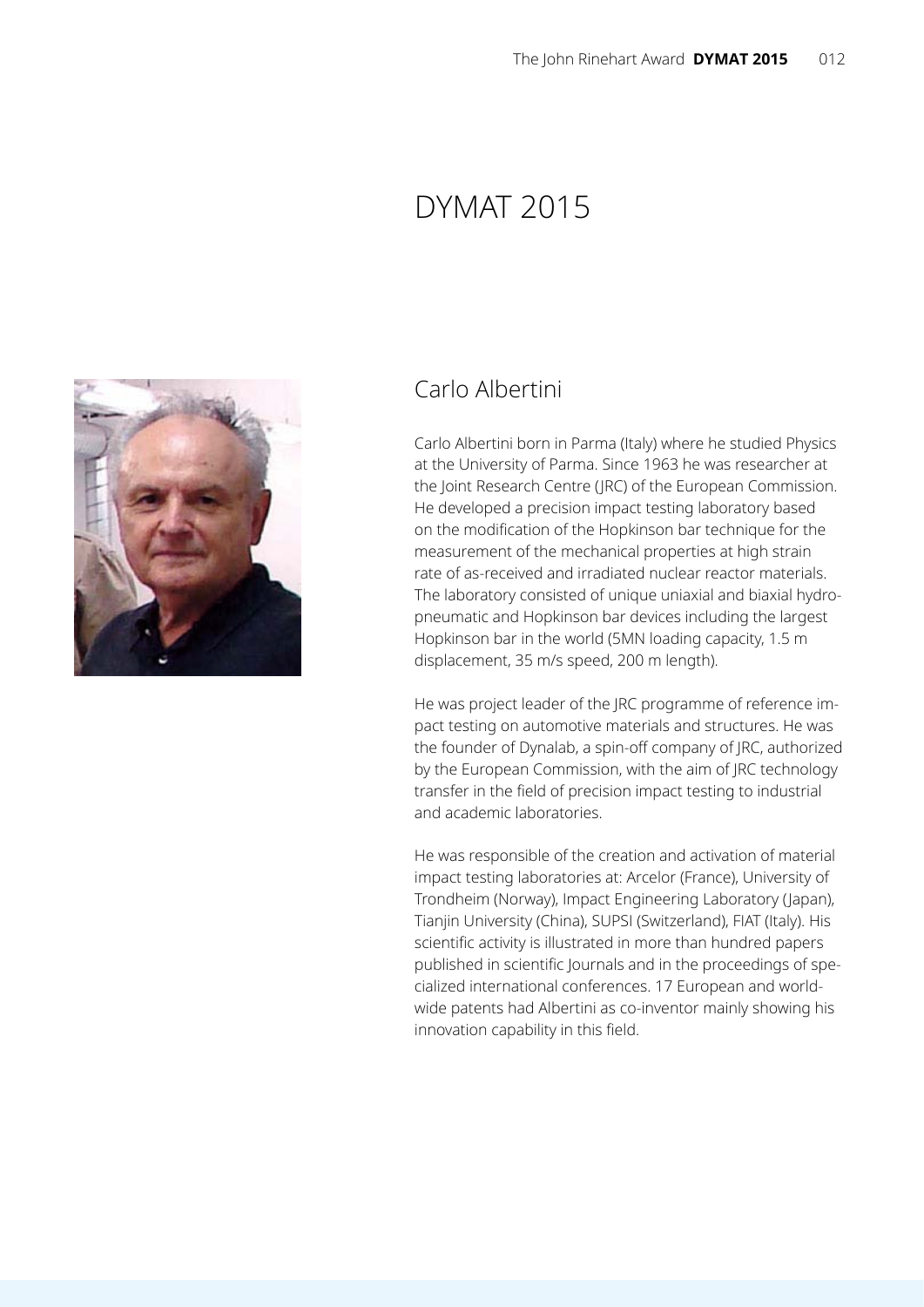# DYMAT 2015

## Carlo Albertini

Carlo Albertini born in Parma (Italy) where he studied Physics at the University of Parma. Since 1963 he was researcher at the Joint Research Centre (JRC) of the European Commission. He developed a precision impact testing laboratory based on the modification of the Hopkinson bar technique for the measurement of the mechanical properties at high strain rate of as-received and irradiated nuclear reactor materials. The laboratory consisted of unique uniaxial and biaxial hydro-pneumatic and Hopkinson bar devices including the largest Hopkinson bar in the world (5MN loading capacity, 1.5 m displacement, 35 m/s speed, 200 m length).

He was project leader of the JRC programme of reference impact testing on automotive materials and structures. He was the founder of Dynalab, a spin-off company of JRC, authorized by the European Commission, with the aim of JRC technology transfer in the field of precision impact testing to industrial and academic laboratories.

He was responsible of the creation and activation of material impact testing laboratories at: Arcelor (France), University of Trondheim (Norway), Impact Engineering Laboratory (Japan), Tianjin University (China), SUPSI (Switzerland), FIAT (Italy). His scientific activity is illustrated in more than hundred papers published in scientific Journals and in the proceedings of specialized international conferences. 17 European and worldwide patents had Albertini as co-inventor mainly showing his innovation capability in this field.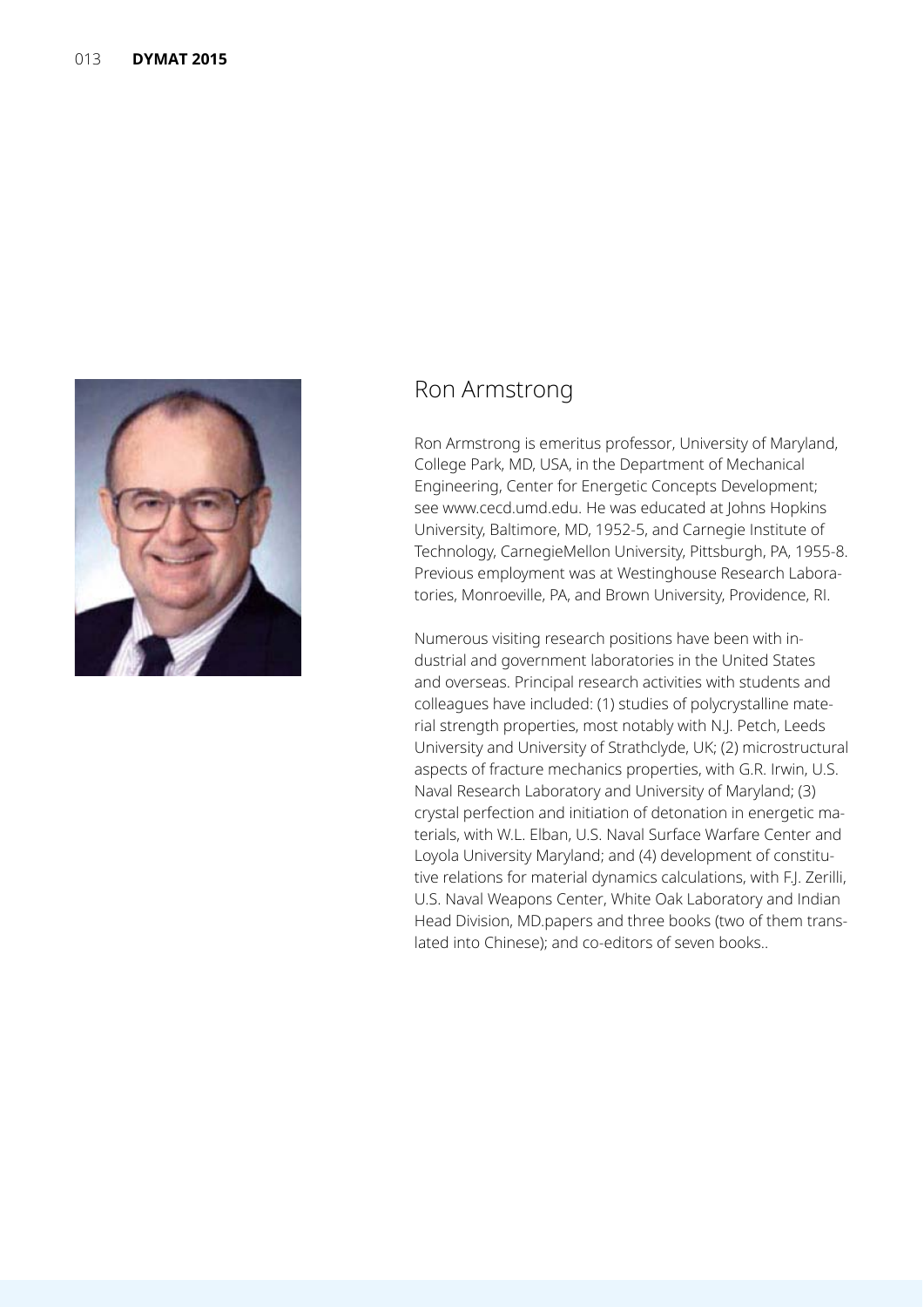## Ron Armstrong

Ron Armstrong is emeritus professor, University of Maryland, College Park, MD, USA, in the Department of Mechanical Engineering, Center for Energetic Concepts Development; see www.cecd.umd.edu. He was educated at Johns Hopkins University, Baltimore, MD, 1952-5, and Carnegie Institute of Technology, CarnegieMellon University, Pittsburgh, PA, 1955-8. Previous employment was at Westinghouse Research Laboratories, Monroeville, PA, and Brown University, Providence, RI.

Numerous visiting research positions have been with industrial and government laboratories in the United States and overseas. Principal research activities with students and colleagues have included: (1) studies of polycrystalline material strength properties, most notably with N.J. Petch, Leeds University and University of Strathclyde, UK; (2) microstructural aspects of fracture mechanics properties, with G.R. Irwin, U.S. Naval Research Laboratory and University of Maryland; (3) crystal perfection and initiation of detonation in energetic materials, with W.L. Elban, U.S. Naval Surface Warfare Center and Loyola University Maryland; and (4) development of constitutive relations for material dynamics calculations, with F.J. Zerilli, U.S. Naval Weapons Center, White Oak Laboratory and Indian Head Division, MD.papers and three books (two of them translated into Chinese); and co-editors of seven books..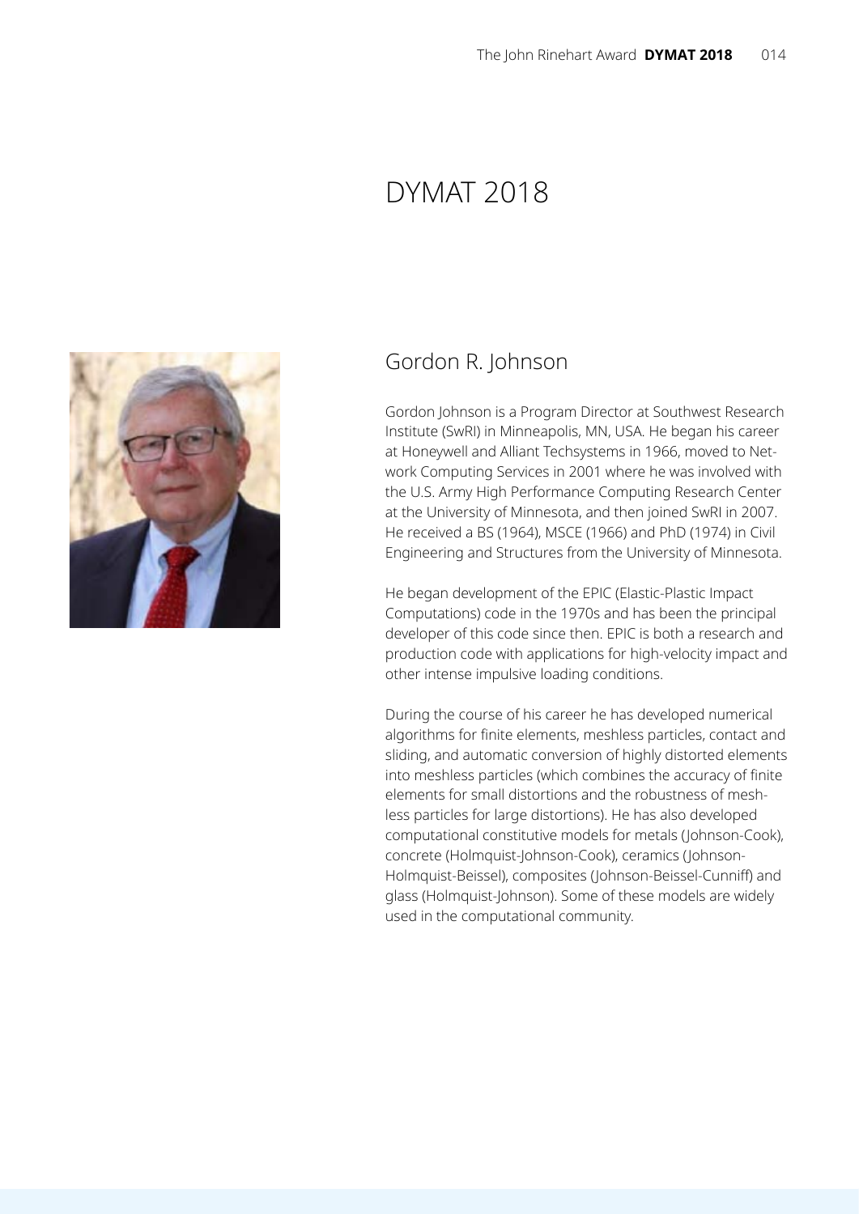# DYMAT 2018

## Gordon R. Johnson

Gordon Johnson is a Program Director at Southwest Research Institute (SwRI) in Minneapolis, MN, USA. He began his career at Honeywell and Alliant Techsystems in 1966, moved to Network Computing Services in 2001 where he was involved with the U.S. Army High Performance Computing Research Center at the University of Minnesota, and then joined SwRI in 2007. He received a BS (1964), MSCE (1966) and PhD (1974) in Civil Engineering and Structures from the University of Minnesota.

He began development of the EPIC (Elastic-Plastic Impact Computations) code in the 1970s and has been the principal developer of this code since then. EPIC is both a research and production code with applications for high-velocity impact and other intense impulsive loading conditions.

During the course of his career he has developed numerical algorithms for finite elements, meshless particles, contact and sliding, and automatic conversion of highly distorted elements into meshless particles (which combines the accuracy of finite elements for small distortions and the robustness of meshless particles for large distortions). He has also developed computational constitutive models for metals (Johnson-Cook), concrete (Holmquist-Johnson-Cook), ceramics (Johnson-Holmquist-Beissel), composites (Johnson-Beissel-Cunniff) and glass (Holmquist-Johnson). Some of these models are widely used in the computational community.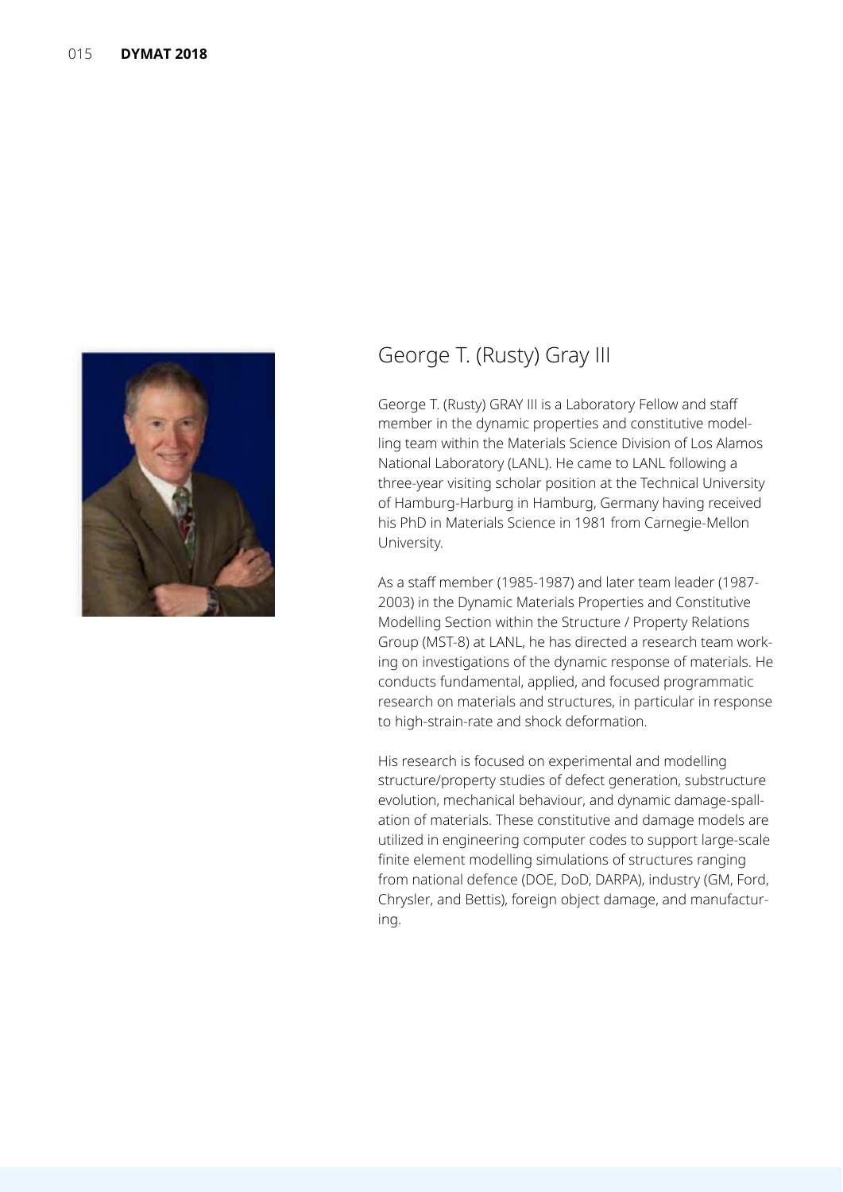## George T. (Rusty) Gray III

George T. (Rusty) GRAY III is a Laboratory Fellow and staff member in the dynamic properties and constitutive modelling team within the Materials Science Division of Los Alamos National Laboratory (LANL). He came to LANL following a three-year visiting scholar position at the Technical University of Hamburg-Harburg in Hamburg, Germany having received his PhD in Materials Science in 1981 from Carnegie-Mellon University.

As a staff member (1985-1987) and later team leader (1987-2003) in the Dynamic Materials Properties and Constitutive Modelling Section within the Structure / Property Relations Group (MST-8) at LANL, he has directed a research team working on investigations of the dynamic response of materials. He conducts fundamental, applied, and focused programmatic research on materials and structures, in particular in response to high-strain-rate and shock deformation.

His research is focused on experimental and modelling structure/property studies of defect generation, substructure evolution, mechanical behaviour, and dynamic damage-spallation of materials. These constitutive and damage models are utilized in engineering computer codes to support large-scale finite element modelling simulations of structures ranging from national defence (DOE, DoD, DARPA), industry (GM, Ford, Chrysler, and Bettis), foreign object damage, and manufacturing.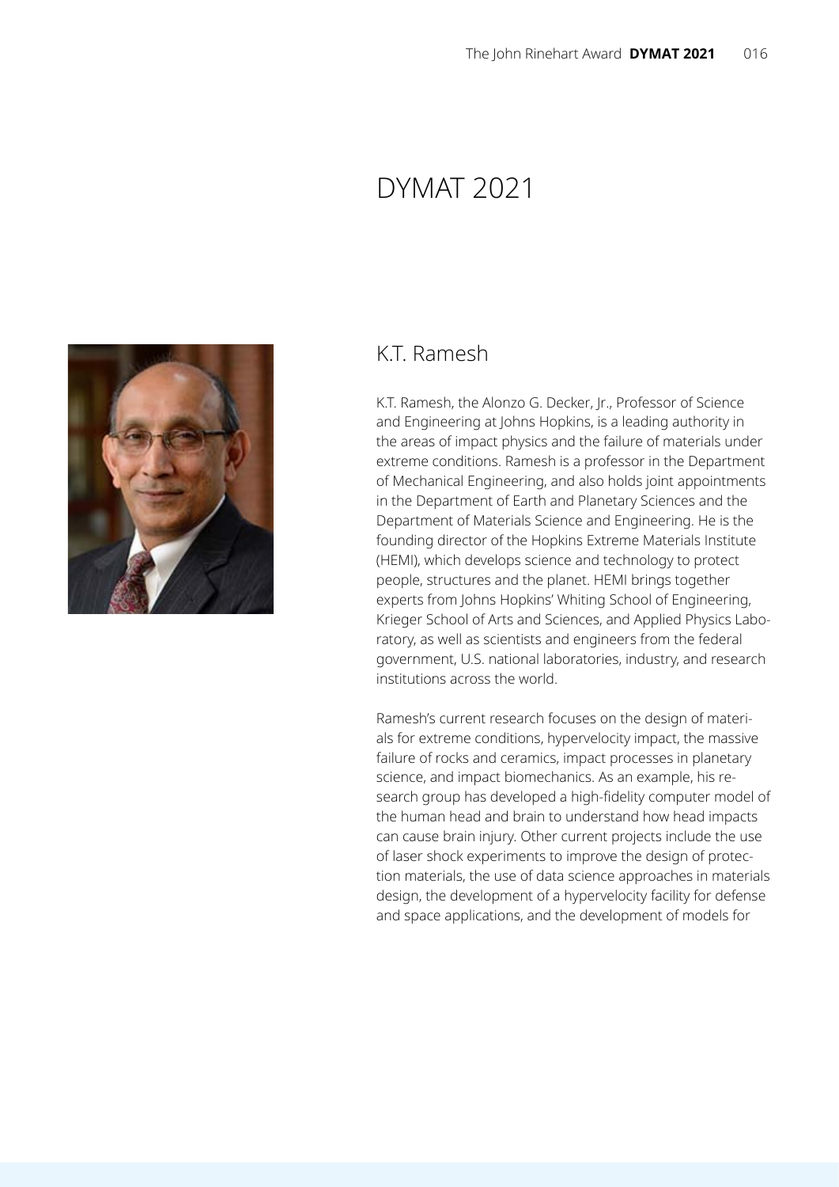# DYMAT 2021

## K.T. Ramesh

K.T. Ramesh, the Alonzo G. Decker, Jr., Professor of Science and Engineering at Johns Hopkins, is a leading authority in the areas of impact physics and the failure of materials under extreme conditions. Ramesh is a professor in the Department of Mechanical Engineering, and also holds joint appointments in the Department of Earth and Planetary Sciences and the Department of Materials Science and Engineering. He is the founding director of the Hopkins Extreme Materials Institute (HEMI), which develops science and technology to protect people, structures and the planet. HEMI brings together experts from Johns Hopkins' Whiting School of Engineering, Krieger School of Arts and Sciences, and Applied Physics Laboratory, as well as scientists and engineers from the federal government, U.S. national laboratories, industry, and research institutions across the world.

Ramesh's current research focuses on the design of materials for extreme conditions, hypervelocity impact, the massive failure of rocks and ceramics, impact processes in planetary science, and impact biomechanics. As an example, his research group has developed a high-fidelity computer model of the human head and brain to understand how head impacts can cause brain injury. Other current projects include the use of laser shock experiments to improve the design of protection materials, the use of data science approaches in materials design, the development of a hypervelocity facility for defense and space applications, and the development of models for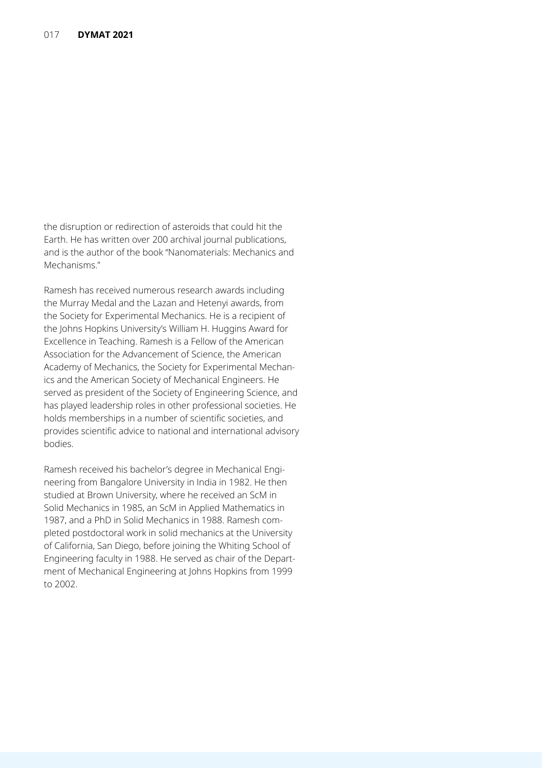the disruption or redirection of asteroids that could hit the Earth. He has written over 200 archival journal publications, and is the author of the book "Nanomaterials: Mechanics and Mechanisms."

Ramesh has received numerous research awards including the Murray Medal and the Lazan and Hetenyi awards, from the Society for Experimental Mechanics. He is a recipient of the Johns Hopkins University's William H. Huggins Award for Excellence in Teaching. Ramesh is a Fellow of the American Association for the Advancement of Science, the American Academy of Mechanics, the Society for Experimental Mechanics and the American Society of Mechanical Engineers. He served as president of the Society of Engineering Science, and has played leadership roles in other professional societies. He holds memberships in a number of scientific societies, and provides scientific advice to national and international advisory bodies.

Ramesh received his bachelor's degree in Mechanical Engineering from Bangalore University in India in 1982. He then studied at Brown University, where he received an ScM in Solid Mechanics in 1985, an ScM in Applied Mathematics in 1987, and a PhD in Solid Mechanics in 1988. Ramesh completed postdoctoral work in solid mechanics at the University of California, San Diego, before joining the Whiting School of Engineering faculty in 1988. He served as chair of the Department of Mechanical Engineering at Johns Hopkins from 1999 to 2002.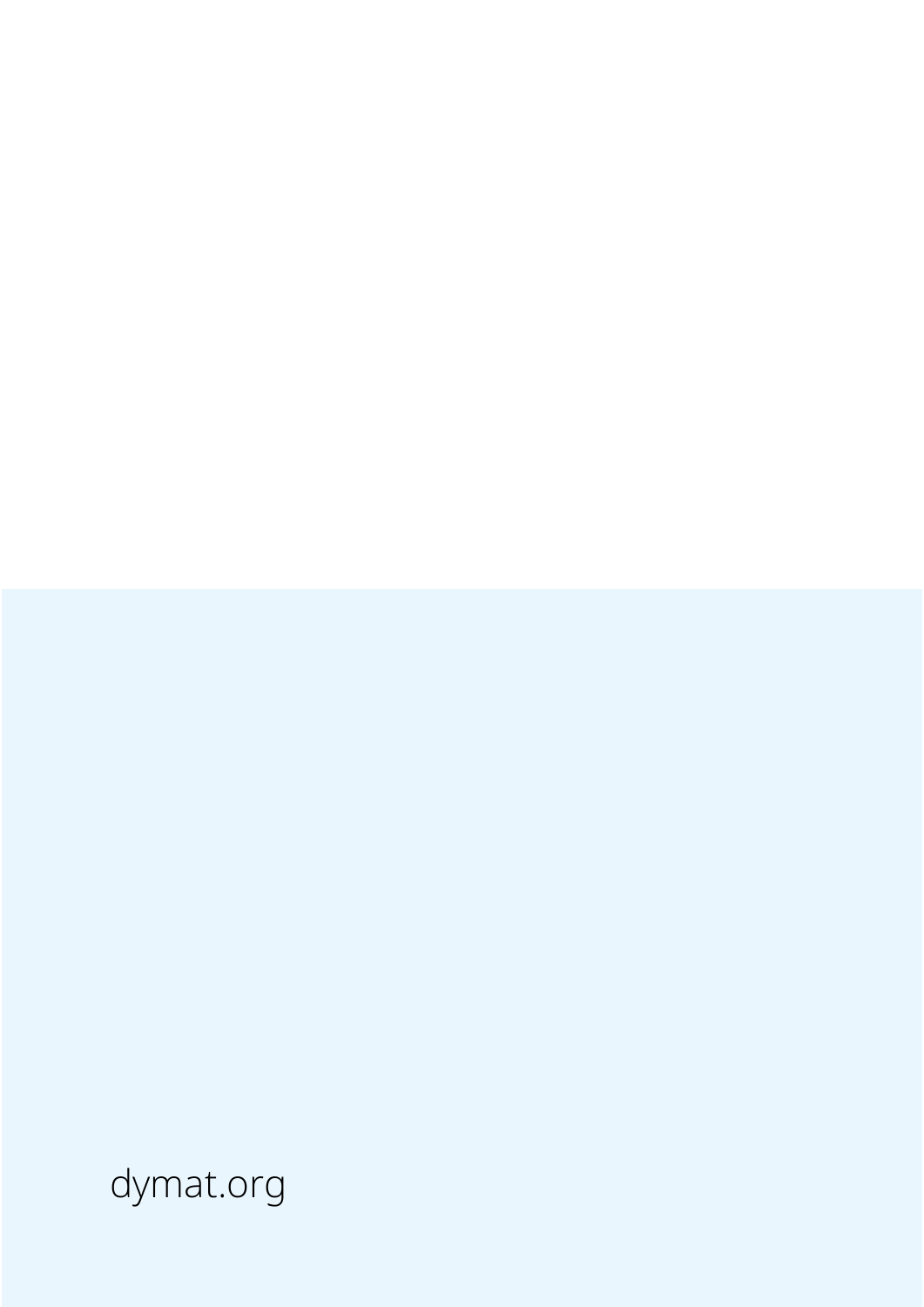dymat.org